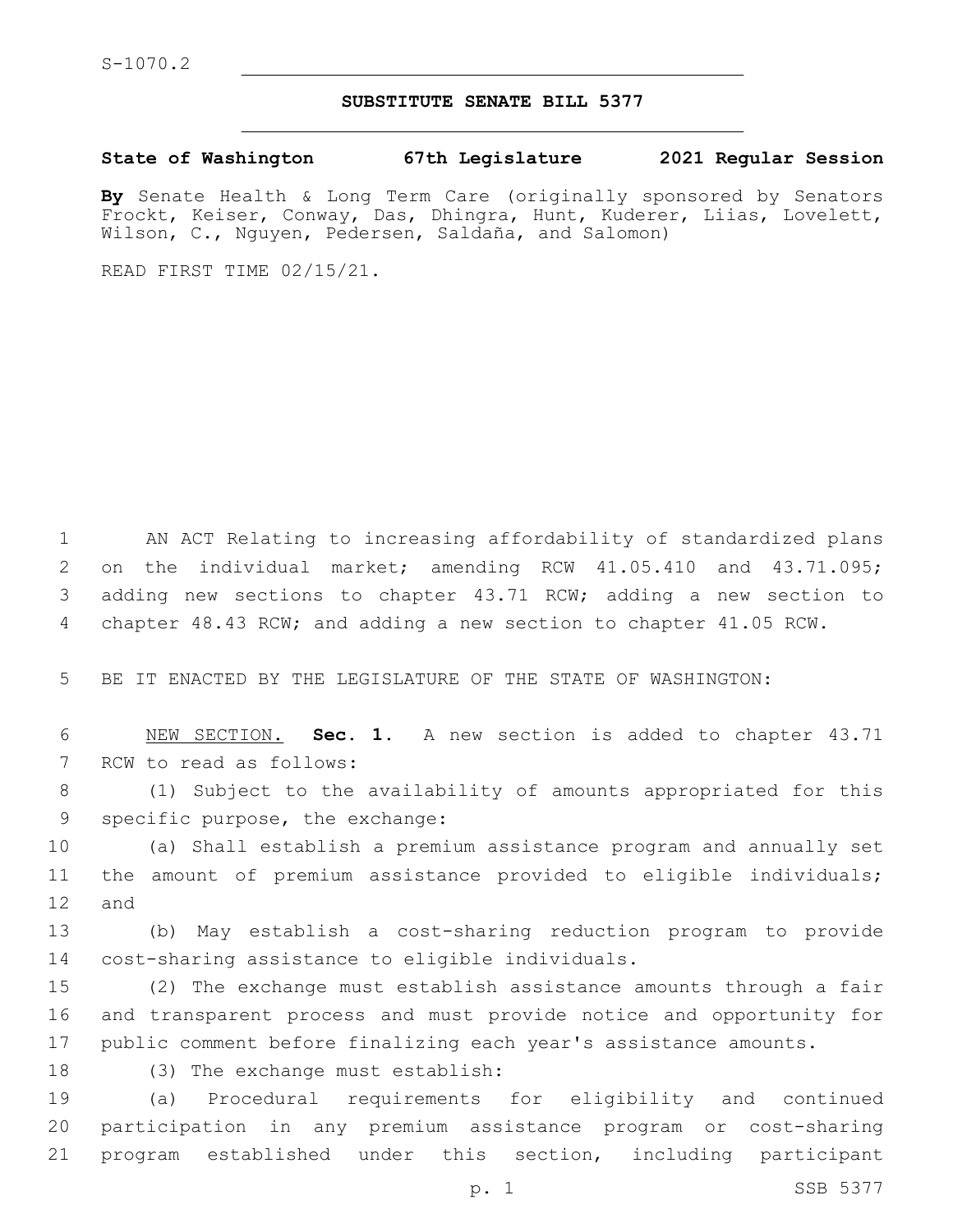S-1070.2

## SUBSTITUTE SENATE BILL 5377

**State of Washington 67th Legislature 2021 Regular Session**

**By** Senate Health & Long Term Care (originally sponsored by Senators Frockt, Keiser, Conway, Das, Dhingra, Hunt, Kuderer, Liias, Lovelett, Wilson, C., Nguyen, Pedersen, Saldaña, and Salomon)

READ FIRST TIME 02/15/21.

AN ACT Relating to increasing affordability of standardized plans on the individual market; amending RCW 41.05.410 and 43.71.095; adding new sections to chapter 43.71 RCW; adding a new section to chapter 48.43 RCW; and adding a new section to chapter 41.05 RCW.

BE IT ENACTED BY THE LEGISLATURE OF THE STATE OF WASHINGTON:

NEW SECTION. **Sec. 1.** A new section is added to chapter 43.71 RCW to read as follows:

(1) Subject to the availability of amounts appropriated for this specific purpose, the exchange:

(a) Shall establish a premium assistance program and annually set the amount of premium assistance provided to eligible individuals; and

(b) May establish a cost-sharing reduction program to provide cost-sharing assistance to eligible individuals.

(2) The exchange must establish assistance amounts through a fair and transparent process and must provide notice and opportunity for public comment before finalizing each year's assistance amounts.

(3) The exchange must establish:

(a) Procedural requirements for eligibility and continued participation in any premium assistance program or cost-sharing program established under this section, including participant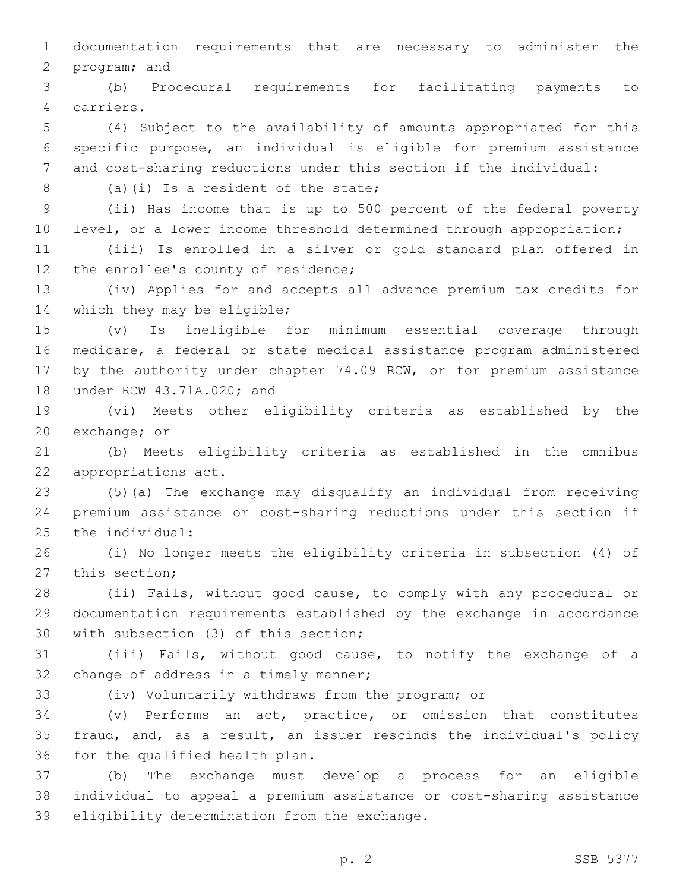documentation requirements that are necessary to administer the program; and

(b) Procedural requirements for facilitating payments to carriers.

(4) Subject to the availability of amounts appropriated for this specific purpose, an individual is eligible for premium assistance and cost-sharing reductions under this section if the individual:

(a)(i) Is a resident of the state;

(ii) Has income that is up to 500 percent of the federal poverty level, or a lower income threshold determined through appropriation;

(iii) Is enrolled in a silver or gold standard plan offered in the enrollee's county of residence;

(iv) Applies for and accepts all advance premium tax credits for which they may be eligible;

(v) Is ineligible for minimum essential coverage through medicare, a federal or state medical assistance program administered by the authority under chapter 74.09 RCW, or for premium assistance under RCW 43.71A.020; and

(vi) Meets other eligibility criteria as established by the exchange; or

(b) Meets eligibility criteria as established in the omnibus appropriations act.

(5)(a) The exchange may disqualify an individual from receiving premium assistance or cost-sharing reductions under this section if the individual:

(i) No longer meets the eligibility criteria in subsection (4) of this section;

(ii) Fails, without good cause, to comply with any procedural or documentation requirements established by the exchange in accordance with subsection (3) of this section;

(iii) Fails, without good cause, to notify the exchange of a change of address in a timely manner;

(iv) Voluntarily withdraws from the program; or

(v) Performs an act, practice, or omission that constitutes fraud, and, as a result, an issuer rescinds the individual's policy for the qualified health plan.

(b) The exchange must develop a process for an eligible individual to appeal a premium assistance or cost-sharing assistance eligibility determination from the exchange.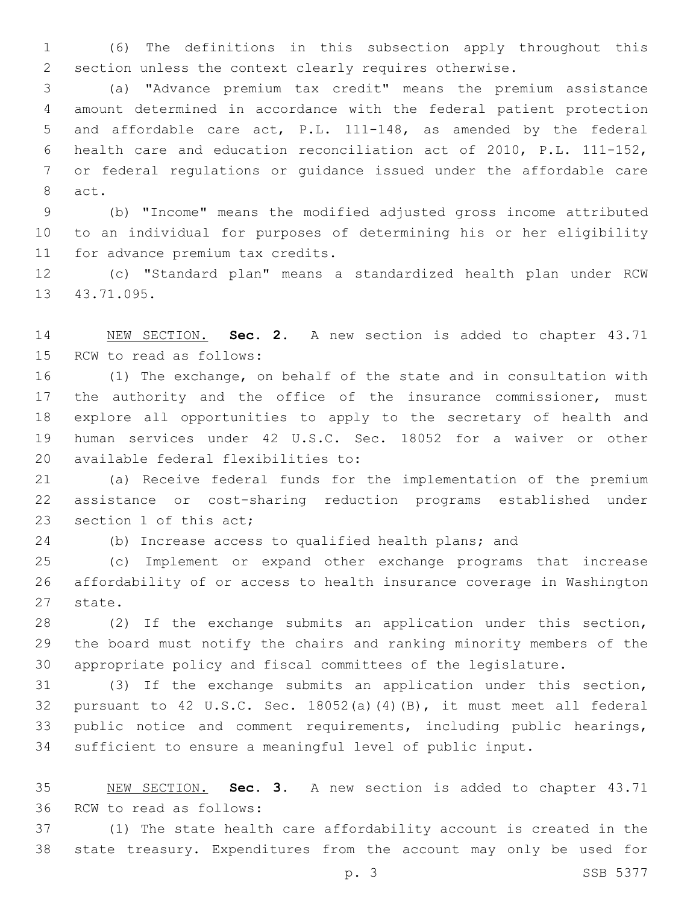(6) The definitions in this subsection apply throughout this section unless the context clearly requires otherwise.

(a) "Advance premium tax credit" means the premium assistance amount determined in accordance with the federal patient protection and affordable care act, P.L. 111-148, as amended by the federal health care and education reconciliation act of 2010, P.L. 111-152, or federal regulations or guidance issued under the affordable care act.

(b) "Income" means the modified adjusted gross income attributed to an individual for purposes of determining his or her eligibility for advance premium tax credits.

(c) "Standard plan" means a standardized health plan under RCW 43.71.095.

NEW SECTION. **Sec. 2.** A new section is added to chapter 43.71 RCW to read as follows:

(1) The exchange, on behalf of the state and in consultation with the authority and the office of the insurance commissioner, must explore all opportunities to apply to the secretary of health and human services under 42 U.S.C. Sec. 18052 for a waiver or other available federal flexibilities to:

(a) Receive federal funds for the implementation of the premium assistance or cost-sharing reduction programs established under section 1 of this act;

(b) Increase access to qualified health plans; and

(c) Implement or expand other exchange programs that increase affordability of or access to health insurance coverage in Washington state.

(2) If the exchange submits an application under this section, the board must notify the chairs and ranking minority members of the appropriate policy and fiscal committees of the legislature.

(3) If the exchange submits an application under this section, pursuant to 42 U.S.C. Sec. 18052(a)(4)(B), it must meet all federal public notice and comment requirements, including public hearings, sufficient to ensure a meaningful level of public input.

NEW SECTION. **Sec. 3.** A new section is added to chapter 43.71 RCW to read as follows:

(1) The state health care affordability account is created in the state treasury. Expenditures from the account may only be used for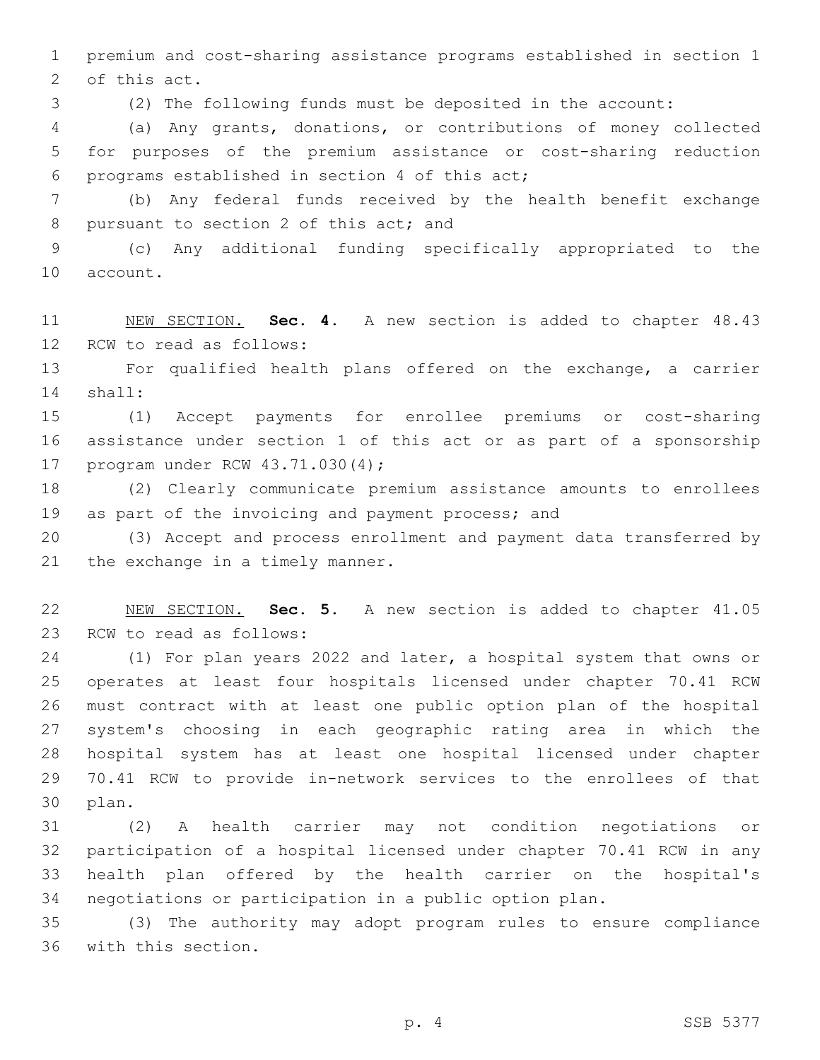premium and cost-sharing assistance programs established in section 1 of this act.

(2) The following funds must be deposited in the account:

(a) Any grants, donations, or contributions of money collected for purposes of the premium assistance or cost-sharing reduction programs established in section 4 of this act;

(b) Any federal funds received by the health benefit exchange pursuant to section 2 of this act; and

(c) Any additional funding specifically appropriated to the account.

NEW SECTION. **Sec. 4.** A new section is added to chapter 48.43 RCW to read as follows:

For qualified health plans offered on the exchange, a carrier shall:

(1) Accept payments for enrollee premiums or cost-sharing assistance under section 1 of this act or as part of a sponsorship program under RCW 43.71.030(4);

(2) Clearly communicate premium assistance amounts to enrollees as part of the invoicing and payment process; and

(3) Accept and process enrollment and payment data transferred by the exchange in a timely manner.

NEW SECTION. **Sec. 5.** A new section is added to chapter 41.05 RCW to read as follows:

(1) For plan years 2022 and later, a hospital system that owns or operates at least four hospitals licensed under chapter 70.41 RCW must contract with at least one public option plan of the hospital system's choosing in each geographic rating area in which the hospital system has at least one hospital licensed under chapter 70.41 RCW to provide in-network services to the enrollees of that plan.

(2) A health carrier may not condition negotiations or participation of a hospital licensed under chapter 70.41 RCW in any health plan offered by the health carrier on the hospital's negotiations or participation in a public option plan.

(3) The authority may adopt program rules to ensure compliance with this section.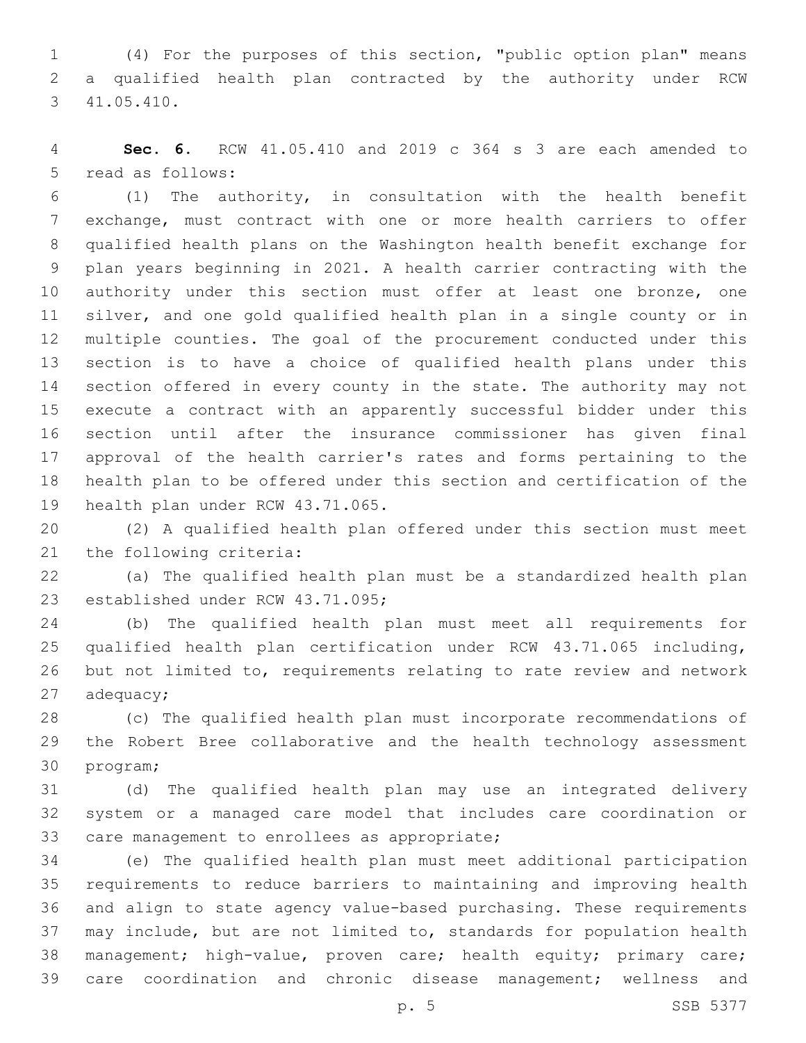(4) For the purposes of this section, "public option plan" means a qualified health plan contracted by the authority under RCW 41.05.410.

**Sec. 6.** RCW 41.05.410 and 2019 c 364 s 3 are each amended to read as follows:

(1) The authority, in consultation with the health benefit exchange, must contract with one or more health carriers to offer qualified health plans on the Washington health benefit exchange for plan years beginning in 2021. A health carrier contracting with the authority under this section must offer at least one bronze, one silver, and one gold qualified health plan in a single county or in multiple counties. The goal of the procurement conducted under this section is to have a choice of qualified health plans under this section offered in every county in the state. The authority may not execute a contract with an apparently successful bidder under this section until after the insurance commissioner has given final approval of the health carrier's rates and forms pertaining to the health plan to be offered under this section and certification of the health plan under RCW 43.71.065.

(2) A qualified health plan offered under this section must meet the following criteria:

(a) The qualified health plan must be a standardized health plan established under RCW 43.71.095;

(b) The qualified health plan must meet all requirements for qualified health plan certification under RCW 43.71.065 including, but not limited to, requirements relating to rate review and network adequacy;

(c) The qualified health plan must incorporate recommendations of the Robert Bree collaborative and the health technology assessment program;

(d) The qualified health plan may use an integrated delivery system or a managed care model that includes care coordination or care management to enrollees as appropriate;

(e) The qualified health plan must meet additional participation requirements to reduce barriers to maintaining and improving health and align to state agency value-based purchasing. These requirements may include, but are not limited to, standards for population health management; high-value, proven care; health equity; primary care; care coordination and chronic disease management; wellness and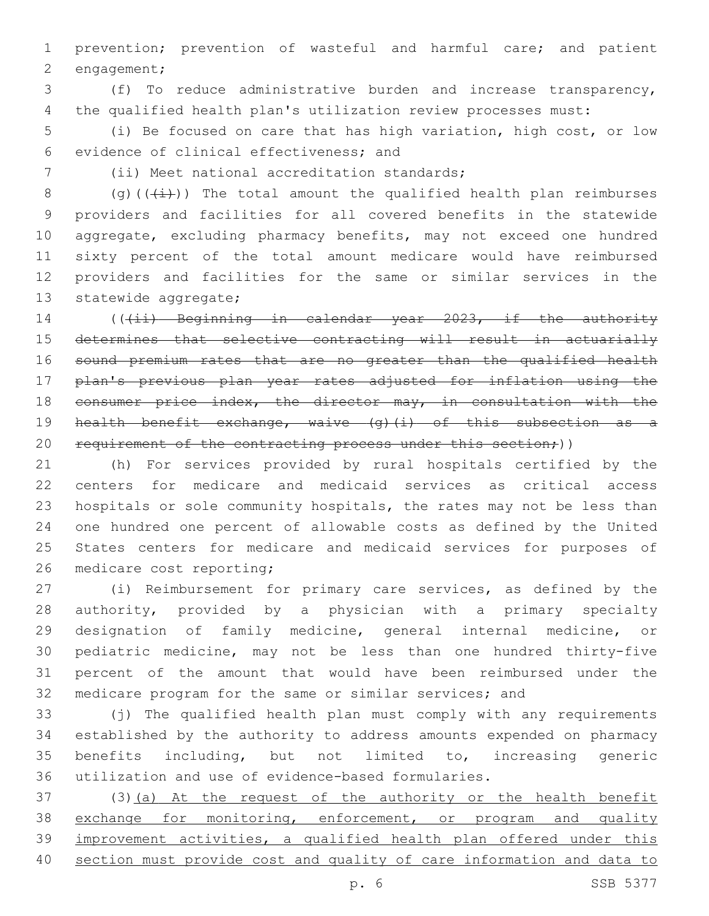prevention; prevention of wasteful and harmful care; and patient engagement;

(f) To reduce administrative burden and increase transparency, the qualified health plan's utilization review processes must:

(i) Be focused on care that has high variation, high cost, or low evidence of clinical effectiveness; and

(ii) Meet national accreditation standards;

(g)(((i))) The total amount the qualified health plan reimburses providers and facilities for all covered benefits in the statewide aggregate, excluding pharmacy benefits, may not exceed one hundred sixty percent of the total amount medicare would have reimbursed providers and facilities for the same or similar services in the statewide aggregate;

~~(((ii) Beginning in calendar year 2023, if the authority determines that selective contracting will result in actuarially sound premium rates that are no greater than the qualified health plan's previous plan year rates adjusted for inflation using the consumer price index, the director may, in consultation with the health benefit exchange, waive (g)(i) of this subsection as a requirement of the contracting process under this section;))~~

(h) For services provided by rural hospitals certified by the centers for medicare and medicaid services as critical access hospitals or sole community hospitals, the rates may not be less than one hundred one percent of allowable costs as defined by the United States centers for medicare and medicaid services for purposes of medicare cost reporting;

(i) Reimbursement for primary care services, as defined by the authority, provided by a physician with a primary specialty designation of family medicine, general internal medicine, or pediatric medicine, may not be less than one hundred thirty-five percent of the amount that would have been reimbursed under the medicare program for the same or similar services; and

(j) The qualified health plan must comply with any requirements established by the authority to address amounts expended on pharmacy benefits including, but not limited to, increasing generic utilization and use of evidence-based formularies.

(3)<u>(a) At the request of the authority or the health benefit exchange for monitoring, enforcement, or program and quality improvement activities, a qualified health plan offered under this section must provide cost and quality of care information and data to</u>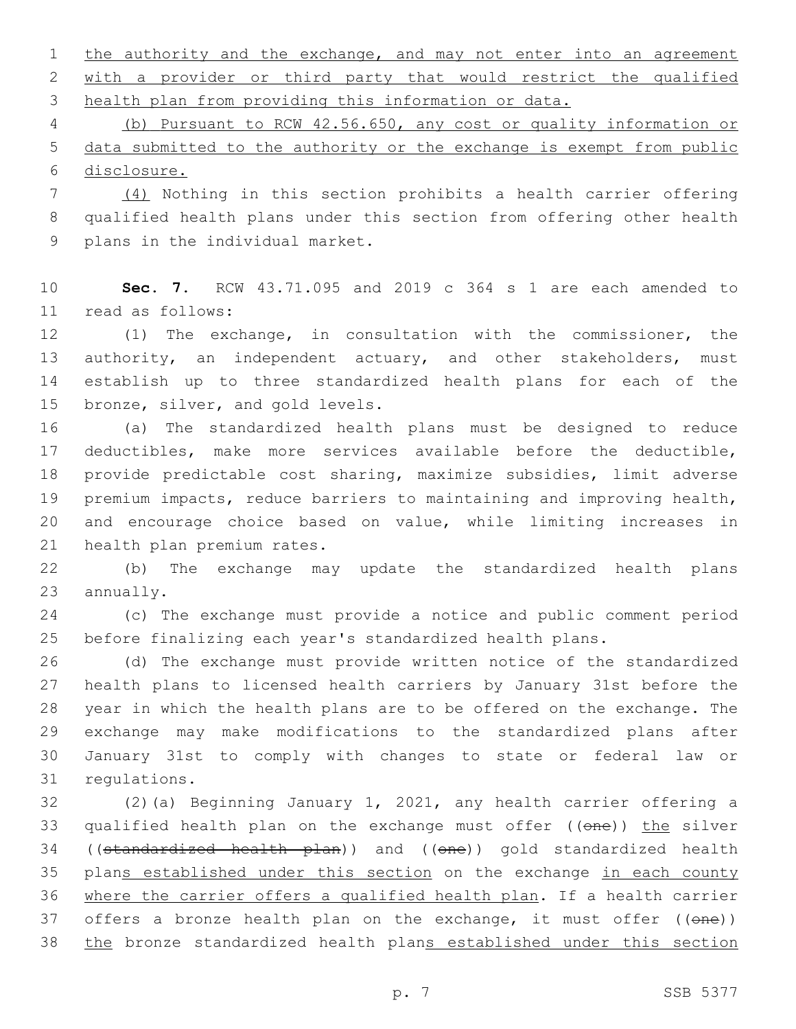the authority and the exchange, and may not enter into an agreement with a provider or third party that would restrict the qualified health plan from providing this information or data.

(b) Pursuant to RCW 42.56.650, any cost or quality information or data submitted to the authority or the exchange is exempt from public disclosure.

(4) Nothing in this section prohibits a health carrier offering qualified health plans under this section from offering other health plans in the individual market.

**Sec. 7.** RCW 43.71.095 and 2019 c 364 s 1 are each amended to read as follows:

(1) The exchange, in consultation with the commissioner, the authority, an independent actuary, and other stakeholders, must establish up to three standardized health plans for each of the bronze, silver, and gold levels.

(a) The standardized health plans must be designed to reduce deductibles, make more services available before the deductible, provide predictable cost sharing, maximize subsidies, limit adverse premium impacts, reduce barriers to maintaining and improving health, and encourage choice based on value, while limiting increases in health plan premium rates.

(b) The exchange may update the standardized health plans annually.

(c) The exchange must provide a notice and public comment period before finalizing each year's standardized health plans.

(d) The exchange must provide written notice of the standardized health plans to licensed health carriers by January 31st before the year in which the health plans are to be offered on the exchange. The exchange may make modifications to the standardized plans after January 31st to comply with changes to state or federal law or regulations.

(2)(a) Beginning January 1, 2021, any health carrier offering a qualified health plan on the exchange must offer ((~~one~~)) the silver ((~~standardized health plan~~)) and ((~~one~~)) gold standardized health plans established under this section on the exchange in each county where the carrier offers a qualified health plan. If a health carrier offers a bronze health plan on the exchange, it must offer ((~~one~~)) the bronze standardized health plans established under this section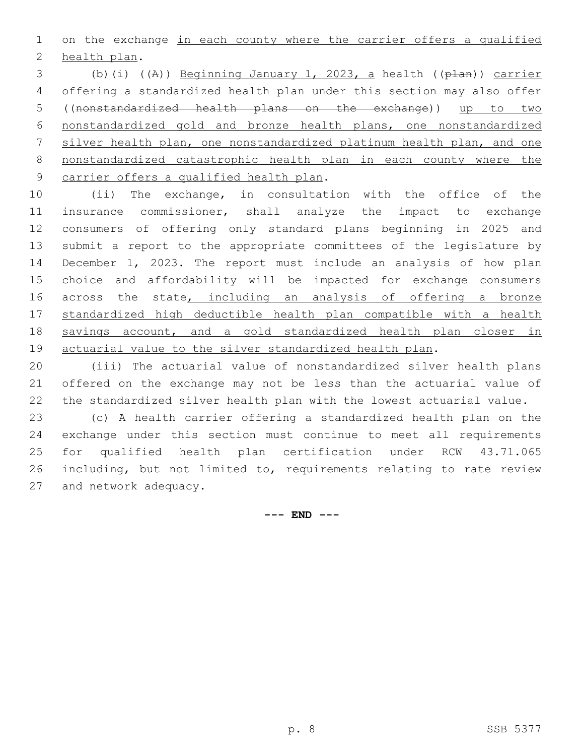on the exchange in each county where the carrier offers a qualified health plan.

(b)(i) ((A)) Beginning January 1, 2023, a health ((plan)) carrier offering a standardized health plan under this section may also offer ((nonstandardized health plans on the exchange)) up to two nonstandardized gold and bronze health plans, one nonstandardized silver health plan, one nonstandardized platinum health plan, and one nonstandardized catastrophic health plan in each county where the carrier offers a qualified health plan.

(ii) The exchange, in consultation with the office of the insurance commissioner, shall analyze the impact to exchange consumers of offering only standard plans beginning in 2025 and submit a report to the appropriate committees of the legislature by December 1, 2023. The report must include an analysis of how plan choice and affordability will be impacted for exchange consumers across the state, including an analysis of offering a bronze standardized high deductible health plan compatible with a health savings account, and a gold standardized health plan closer in actuarial value to the silver standardized health plan.

(iii) The actuarial value of nonstandardized silver health plans offered on the exchange may not be less than the actuarial value of the standardized silver health plan with the lowest actuarial value.

(c) A health carrier offering a standardized health plan on the exchange under this section must continue to meet all requirements for qualified health plan certification under RCW 43.71.065 including, but not limited to, requirements relating to rate review and network adequacy.

**--- END ---**